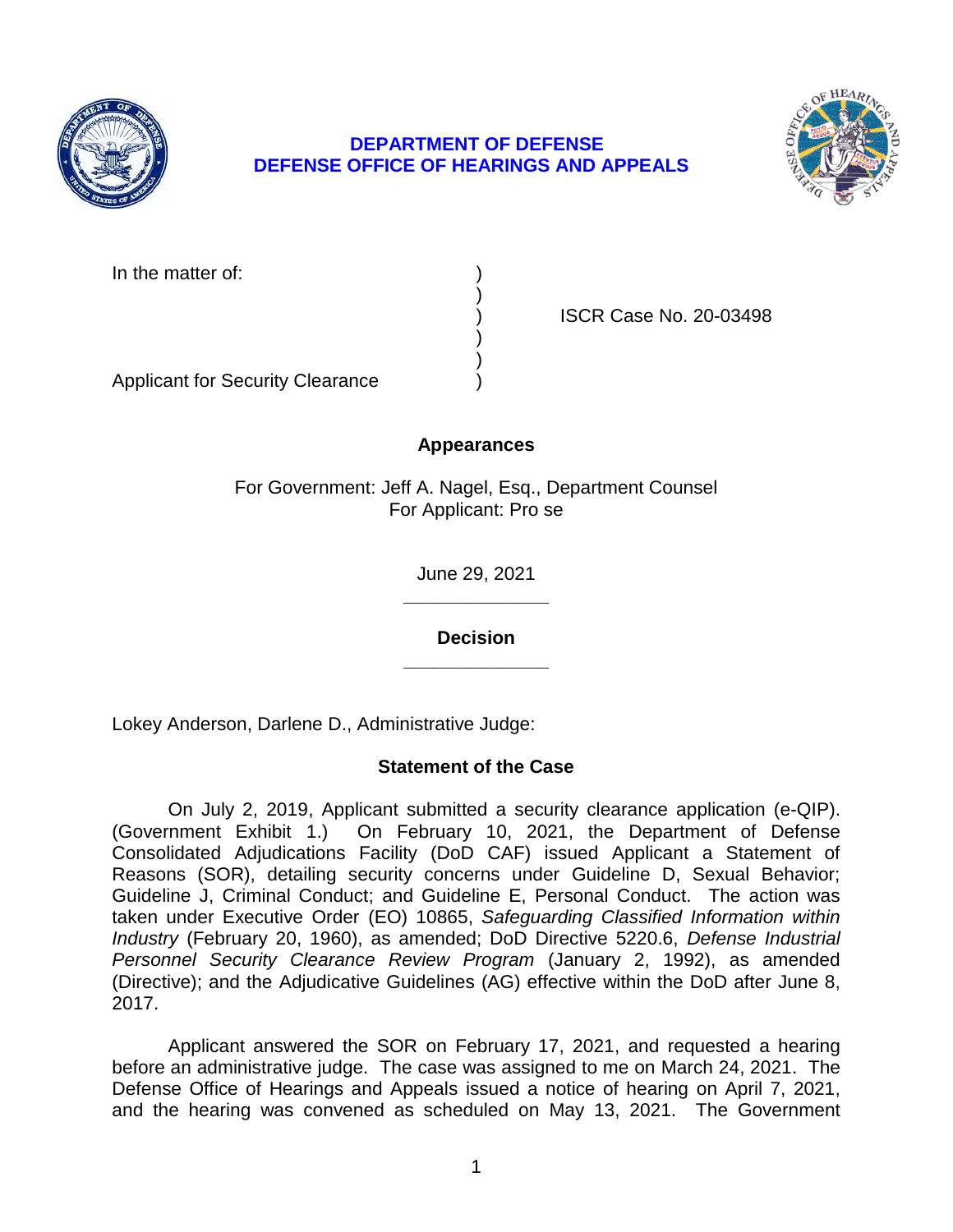**DEPARTMENT OF DEFENSE**
**DEFENSE OFFICE OF HEARINGS AND APPEALS**

In the matter of: )
)
) ISCR Case No. 20-03498
)
)
Applicant for Security Clearance )

## Appearances

For Government: Jeff A. Nagel, Esq., Department Counsel
For Applicant: Pro se

June 29, 2021

______________

## Decision

______________

Lokey Anderson, Darlene D., Administrative Judge:

## Statement of the Case

On July 2, 2019, Applicant submitted a security clearance application (e-QIP). (Government Exhibit 1.) On February 10, 2021, the Department of Defense Consolidated Adjudications Facility (DoD CAF) issued Applicant a Statement of Reasons (SOR), detailing security concerns under Guideline D, Sexual Behavior; Guideline J, Criminal Conduct; and Guideline E, Personal Conduct. The action was taken under Executive Order (EO) 10865, *Safeguarding Classified Information within Industry* (February 20, 1960), as amended; DoD Directive 5220.6, *Defense Industrial Personnel Security Clearance Review Program* (January 2, 1992), as amended (Directive); and the Adjudicative Guidelines (AG) effective within the DoD after June 8, 2017.

Applicant answered the SOR on February 17, 2021, and requested a hearing before an administrative judge. The case was assigned to me on March 24, 2021. The Defense Office of Hearings and Appeals issued a notice of hearing on April 7, 2021, and the hearing was convened as scheduled on May 13, 2021. The Government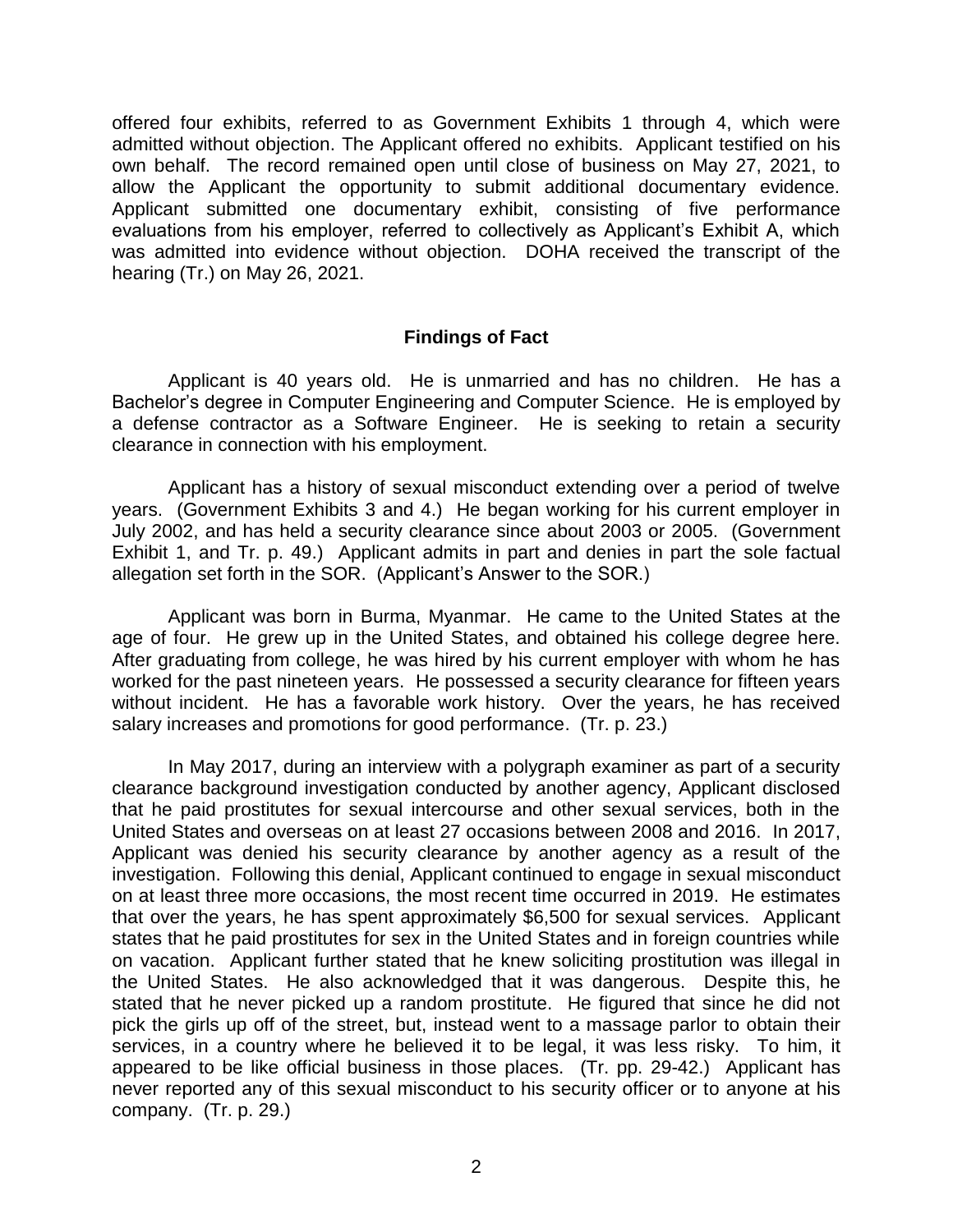offered four exhibits, referred to as Government Exhibits 1 through 4, which were admitted without objection. The Applicant offered no exhibits. Applicant testified on his own behalf. The record remained open until close of business on May 27, 2021, to allow the Applicant the opportunity to submit additional documentary evidence. Applicant submitted one documentary exhibit, consisting of five performance evaluations from his employer, referred to collectively as Applicant's Exhibit A, which was admitted into evidence without objection. DOHA received the transcript of the hearing (Tr.) on May 26, 2021.

## Findings of Fact

Applicant is 40 years old. He is unmarried and has no children. He has a Bachelor's degree in Computer Engineering and Computer Science. He is employed by a defense contractor as a Software Engineer. He is seeking to retain a security clearance in connection with his employment.

Applicant has a history of sexual misconduct extending over a period of twelve years. (Government Exhibits 3 and 4.) He began working for his current employer in July 2002, and has held a security clearance since about 2003 or 2005. (Government Exhibit 1, and Tr. p. 49.) Applicant admits in part and denies in part the sole factual allegation set forth in the SOR. (Applicant's Answer to the SOR.)

Applicant was born in Burma, Myanmar. He came to the United States at the age of four. He grew up in the United States, and obtained his college degree here. After graduating from college, he was hired by his current employer with whom he has worked for the past nineteen years. He possessed a security clearance for fifteen years without incident. He has a favorable work history. Over the years, he has received salary increases and promotions for good performance. (Tr. p. 23.)

In May 2017, during an interview with a polygraph examiner as part of a security clearance background investigation conducted by another agency, Applicant disclosed that he paid prostitutes for sexual intercourse and other sexual services, both in the United States and overseas on at least 27 occasions between 2008 and 2016. In 2017, Applicant was denied his security clearance by another agency as a result of the investigation. Following this denial, Applicant continued to engage in sexual misconduct on at least three more occasions, the most recent time occurred in 2019. He estimates that over the years, he has spent approximately $6,500 for sexual services. Applicant states that he paid prostitutes for sex in the United States and in foreign countries while on vacation. Applicant further stated that he knew soliciting prostitution was illegal in the United States. He also acknowledged that it was dangerous. Despite this, he stated that he never picked up a random prostitute. He figured that since he did not pick the girls up off of the street, but, instead went to a massage parlor to obtain their services, in a country where he believed it to be legal, it was less risky. To him, it appeared to be like official business in those places. (Tr. pp. 29-42.) Applicant has never reported any of this sexual misconduct to his security officer or to anyone at his company. (Tr. p. 29.)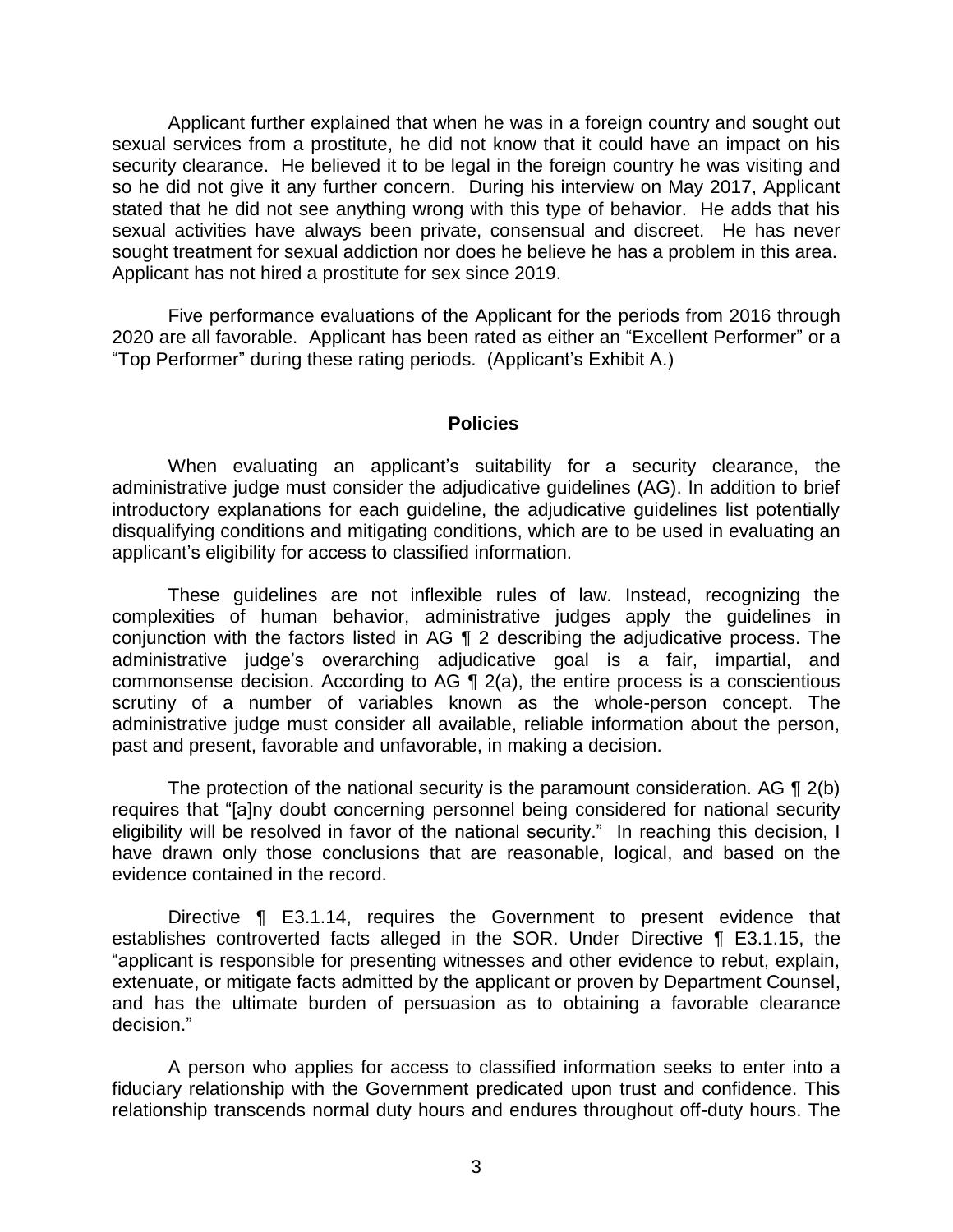Applicant further explained that when he was in a foreign country and sought out sexual services from a prostitute, he did not know that it could have an impact on his security clearance. He believed it to be legal in the foreign country he was visiting and so he did not give it any further concern. During his interview on May 2017, Applicant stated that he did not see anything wrong with this type of behavior. He adds that his sexual activities have always been private, consensual and discreet. He has never sought treatment for sexual addiction nor does he believe he has a problem in this area. Applicant has not hired a prostitute for sex since 2019.

Five performance evaluations of the Applicant for the periods from 2016 through 2020 are all favorable. Applicant has been rated as either an "Excellent Performer" or a "Top Performer" during these rating periods. (Applicant's Exhibit A.)

## Policies

When evaluating an applicant's suitability for a security clearance, the administrative judge must consider the adjudicative guidelines (AG). In addition to brief introductory explanations for each guideline, the adjudicative guidelines list potentially disqualifying conditions and mitigating conditions, which are to be used in evaluating an applicant's eligibility for access to classified information.

These guidelines are not inflexible rules of law. Instead, recognizing the complexities of human behavior, administrative judges apply the guidelines in conjunction with the factors listed in AG ¶ 2 describing the adjudicative process. The administrative judge's overarching adjudicative goal is a fair, impartial, and commonsense decision. According to AG ¶ 2(a), the entire process is a conscientious scrutiny of a number of variables known as the whole-person concept. The administrative judge must consider all available, reliable information about the person, past and present, favorable and unfavorable, in making a decision.

The protection of the national security is the paramount consideration. AG ¶ 2(b) requires that "[a]ny doubt concerning personnel being considered for national security eligibility will be resolved in favor of the national security." In reaching this decision, I have drawn only those conclusions that are reasonable, logical, and based on the evidence contained in the record.

Directive ¶ E3.1.14, requires the Government to present evidence that establishes controverted facts alleged in the SOR. Under Directive ¶ E3.1.15, the "applicant is responsible for presenting witnesses and other evidence to rebut, explain, extenuate, or mitigate facts admitted by the applicant or proven by Department Counsel, and has the ultimate burden of persuasion as to obtaining a favorable clearance decision."

A person who applies for access to classified information seeks to enter into a fiduciary relationship with the Government predicated upon trust and confidence. This relationship transcends normal duty hours and endures throughout off-duty hours. The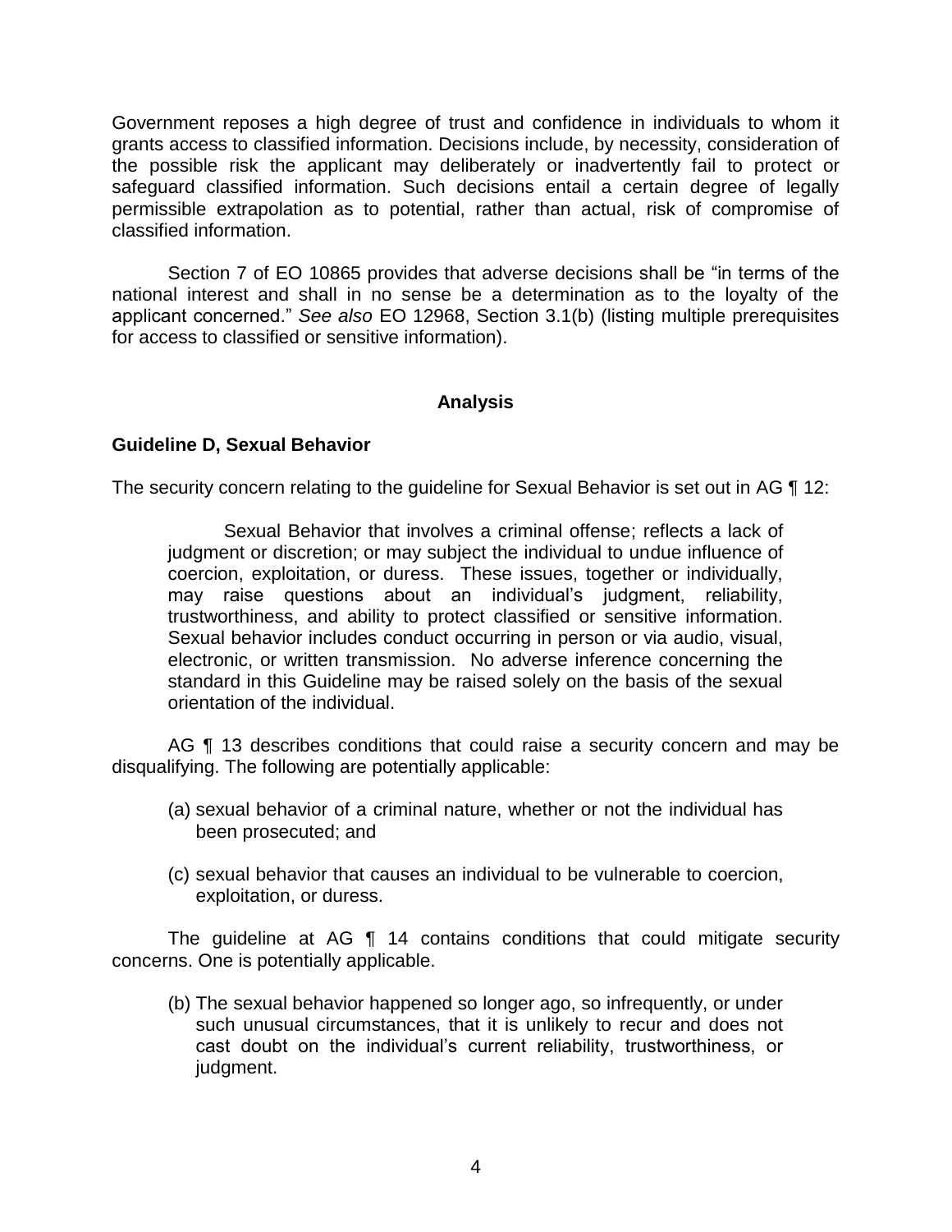Government reposes a high degree of trust and confidence in individuals to whom it grants access to classified information. Decisions include, by necessity, consideration of the possible risk the applicant may deliberately or inadvertently fail to protect or safeguard classified information. Such decisions entail a certain degree of legally permissible extrapolation as to potential, rather than actual, risk of compromise of classified information.

Section 7 of EO 10865 provides that adverse decisions shall be "in terms of the national interest and shall in no sense be a determination as to the loyalty of the applicant concerned." *See also* EO 12968, Section 3.1(b) (listing multiple prerequisites for access to classified or sensitive information).

## Analysis

### Guideline D, Sexual Behavior

The security concern relating to the guideline for Sexual Behavior is set out in AG ¶ 12:

> Sexual Behavior that involves a criminal offense; reflects a lack of judgment or discretion; or may subject the individual to undue influence of coercion, exploitation, or duress. These issues, together or individually, may raise questions about an individual's judgment, reliability, trustworthiness, and ability to protect classified or sensitive information. Sexual behavior includes conduct occurring in person or via audio, visual, electronic, or written transmission. No adverse inference concerning the standard in this Guideline may be raised solely on the basis of the sexual orientation of the individual.

AG ¶ 13 describes conditions that could raise a security concern and may be disqualifying. The following are potentially applicable:

(a) sexual behavior of a criminal nature, whether or not the individual has been prosecuted; and

(c) sexual behavior that causes an individual to be vulnerable to coercion, exploitation, or duress.

The guideline at AG ¶ 14 contains conditions that could mitigate security concerns. One is potentially applicable.

(b) The sexual behavior happened so longer ago, so infrequently, or under such unusual circumstances, that it is unlikely to recur and does not cast doubt on the individual's current reliability, trustworthiness, or judgment.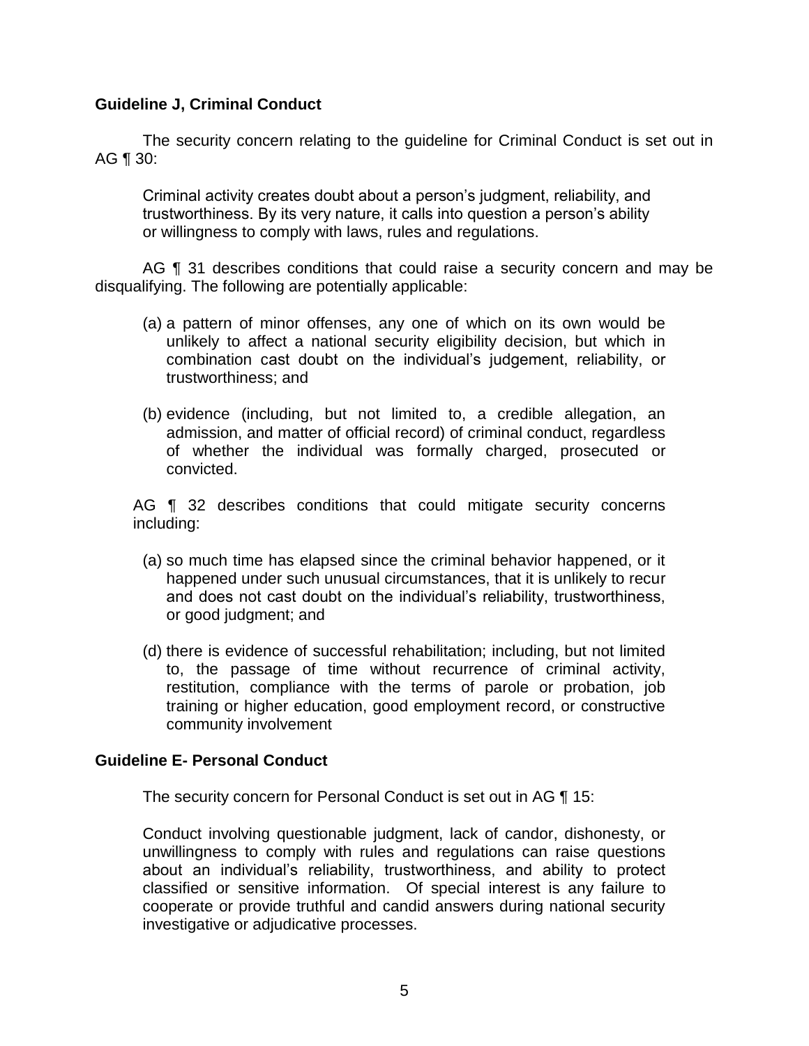**Guideline J, Criminal Conduct**

The security concern relating to the guideline for Criminal Conduct is set out in AG ¶ 30:

> Criminal activity creates doubt about a person's judgment, reliability, and trustworthiness. By its very nature, it calls into question a person's ability or willingness to comply with laws, rules and regulations.

AG ¶ 31 describes conditions that could raise a security concern and may be disqualifying. The following are potentially applicable:

> (a) a pattern of minor offenses, any one of which on its own would be unlikely to affect a national security eligibility decision, but which in combination cast doubt on the individual's judgement, reliability, or trustworthiness; and
>
> (b) evidence (including, but not limited to, a credible allegation, an admission, and matter of official record) of criminal conduct, regardless of whether the individual was formally charged, prosecuted or convicted.

AG ¶ 32 describes conditions that could mitigate security concerns including:

> (a) so much time has elapsed since the criminal behavior happened, or it happened under such unusual circumstances, that it is unlikely to recur and does not cast doubt on the individual's reliability, trustworthiness, or good judgment; and
>
> (d) there is evidence of successful rehabilitation; including, but not limited to, the passage of time without recurrence of criminal activity, restitution, compliance with the terms of parole or probation, job training or higher education, good employment record, or constructive community involvement

**Guideline E- Personal Conduct**

The security concern for Personal Conduct is set out in AG ¶ 15:

> Conduct involving questionable judgment, lack of candor, dishonesty, or unwillingness to comply with rules and regulations can raise questions about an individual's reliability, trustworthiness, and ability to protect classified or sensitive information. Of special interest is any failure to cooperate or provide truthful and candid answers during national security investigative or adjudicative processes.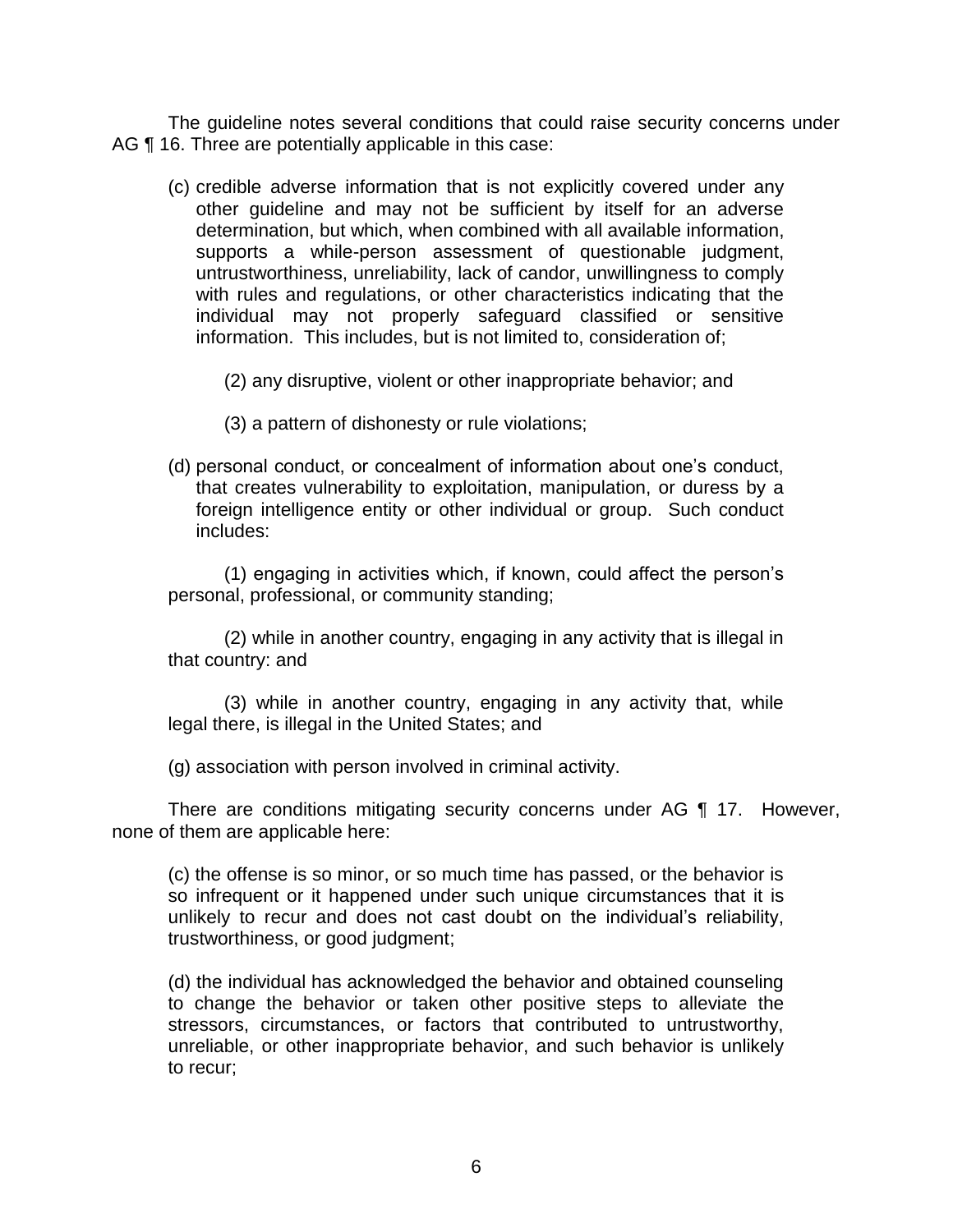The guideline notes several conditions that could raise security concerns under AG ¶ 16. Three are potentially applicable in this case:

(c) credible adverse information that is not explicitly covered under any other guideline and may not be sufficient by itself for an adverse determination, but which, when combined with all available information, supports a while-person assessment of questionable judgment, untrustworthiness, unreliability, lack of candor, unwillingness to comply with rules and regulations, or other characteristics indicating that the individual may not properly safeguard classified or sensitive information. This includes, but is not limited to, consideration of;

(2) any disruptive, violent or other inappropriate behavior; and

(3) a pattern of dishonesty or rule violations;

(d) personal conduct, or concealment of information about one's conduct, that creates vulnerability to exploitation, manipulation, or duress by a foreign intelligence entity or other individual or group. Such conduct includes:

(1) engaging in activities which, if known, could affect the person's personal, professional, or community standing;

(2) while in another country, engaging in any activity that is illegal in that country: and

(3) while in another country, engaging in any activity that, while legal there, is illegal in the United States; and

(g) association with person involved in criminal activity.

There are conditions mitigating security concerns under AG ¶ 17. However, none of them are applicable here:

(c) the offense is so minor, or so much time has passed, or the behavior is so infrequent or it happened under such unique circumstances that it is unlikely to recur and does not cast doubt on the individual's reliability, trustworthiness, or good judgment;

(d) the individual has acknowledged the behavior and obtained counseling to change the behavior or taken other positive steps to alleviate the stressors, circumstances, or factors that contributed to untrustworthy, unreliable, or other inappropriate behavior, and such behavior is unlikely to recur;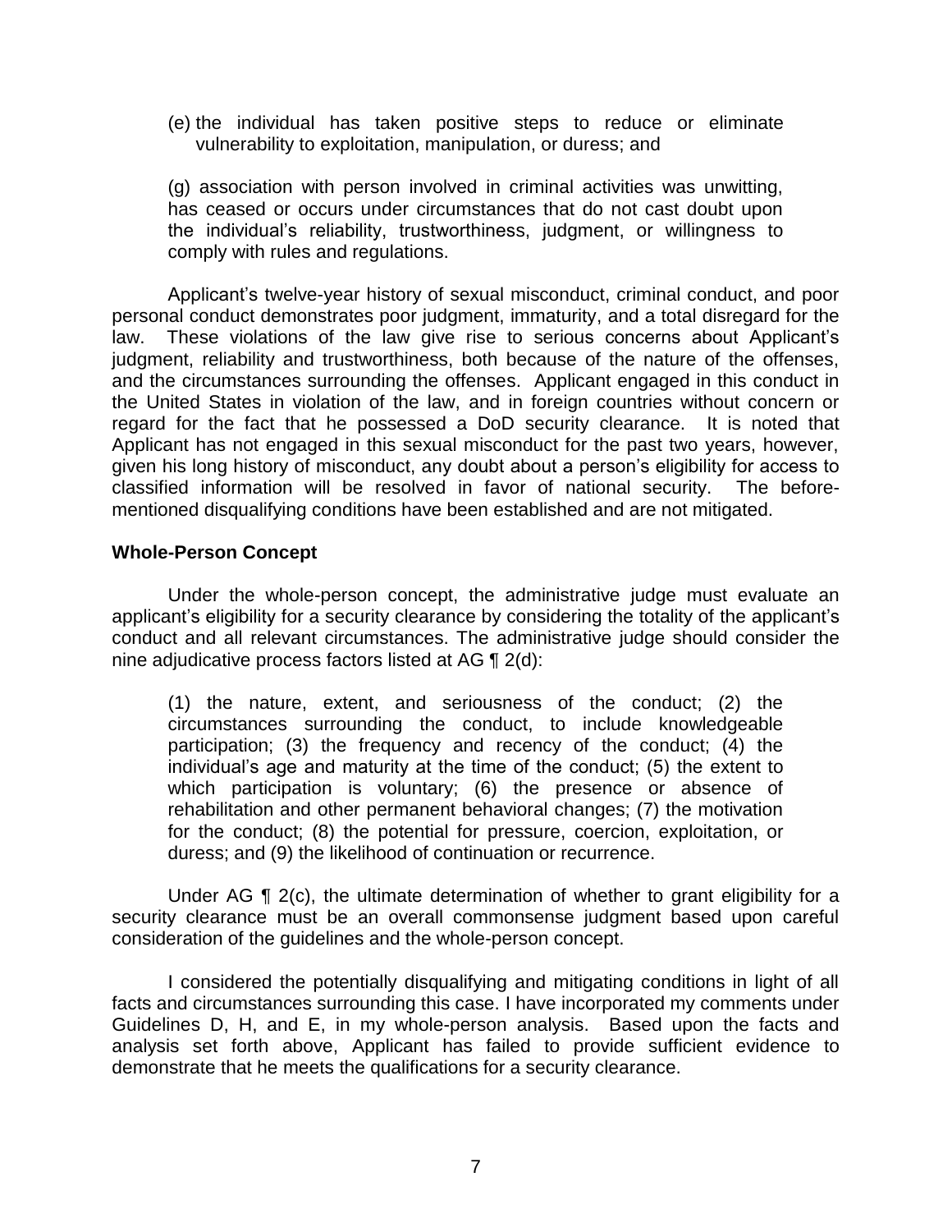(e) the individual has taken positive steps to reduce or eliminate vulnerability to exploitation, manipulation, or duress; and

(g) association with person involved in criminal activities was unwitting, has ceased or occurs under circumstances that do not cast doubt upon the individual's reliability, trustworthiness, judgment, or willingness to comply with rules and regulations.

Applicant's twelve-year history of sexual misconduct, criminal conduct, and poor personal conduct demonstrates poor judgment, immaturity, and a total disregard for the law. These violations of the law give rise to serious concerns about Applicant's judgment, reliability and trustworthiness, both because of the nature of the offenses, and the circumstances surrounding the offenses. Applicant engaged in this conduct in the United States in violation of the law, and in foreign countries without concern or regard for the fact that he possessed a DoD security clearance. It is noted that Applicant has not engaged in this sexual misconduct for the past two years, however, given his long history of misconduct, any doubt about a person's eligibility for access to classified information will be resolved in favor of national security. The before-mentioned disqualifying conditions have been established and are not mitigated.

**Whole-Person Concept**

Under the whole-person concept, the administrative judge must evaluate an applicant's eligibility for a security clearance by considering the totality of the applicant's conduct and all relevant circumstances. The administrative judge should consider the nine adjudicative process factors listed at AG ¶ 2(d):

(1) the nature, extent, and seriousness of the conduct; (2) the circumstances surrounding the conduct, to include knowledgeable participation; (3) the frequency and recency of the conduct; (4) the individual's age and maturity at the time of the conduct; (5) the extent to which participation is voluntary; (6) the presence or absence of rehabilitation and other permanent behavioral changes; (7) the motivation for the conduct; (8) the potential for pressure, coercion, exploitation, or duress; and (9) the likelihood of continuation or recurrence.

Under AG ¶ 2(c), the ultimate determination of whether to grant eligibility for a security clearance must be an overall commonsense judgment based upon careful consideration of the guidelines and the whole-person concept.

I considered the potentially disqualifying and mitigating conditions in light of all facts and circumstances surrounding this case. I have incorporated my comments under Guidelines D, H, and E, in my whole-person analysis. Based upon the facts and analysis set forth above, Applicant has failed to provide sufficient evidence to demonstrate that he meets the qualifications for a security clearance.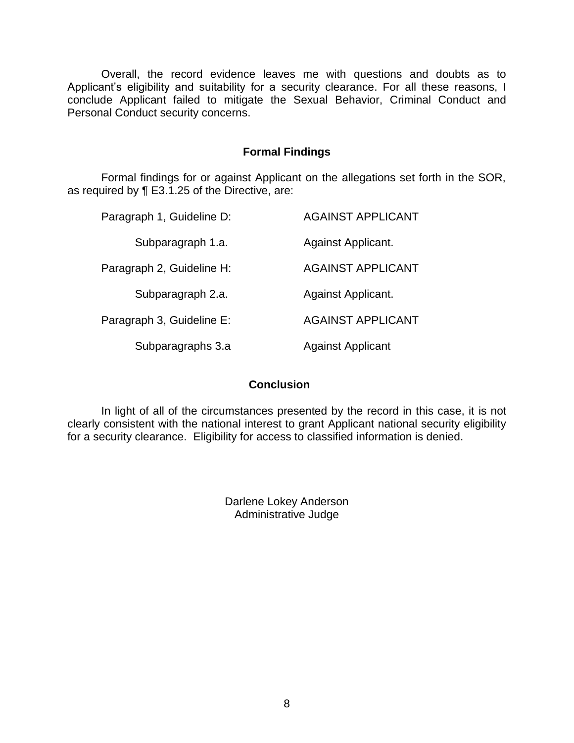Overall, the record evidence leaves me with questions and doubts as to Applicant's eligibility and suitability for a security clearance. For all these reasons, I conclude Applicant failed to mitigate the Sexual Behavior, Criminal Conduct and Personal Conduct security concerns.

## Formal Findings

Formal findings for or against Applicant on the allegations set forth in the SOR, as required by ¶ E3.1.25 of the Directive, are:

| | |
|---|---|
| Paragraph 1, Guideline D: | AGAINST APPLICANT |
| Subparagraph 1.a. | Against Applicant. |
| Paragraph 2, Guideline H: | AGAINST APPLICANT |
| Subparagraph 2.a. | Against Applicant. |
| Paragraph 3, Guideline E: | AGAINST APPLICANT |
| Subparagraphs 3.a | Against Applicant |

## Conclusion

In light of all of the circumstances presented by the record in this case, it is not clearly consistent with the national interest to grant Applicant national security eligibility for a security clearance. Eligibility for access to classified information is denied.

Darlene Lokey Anderson
Administrative Judge